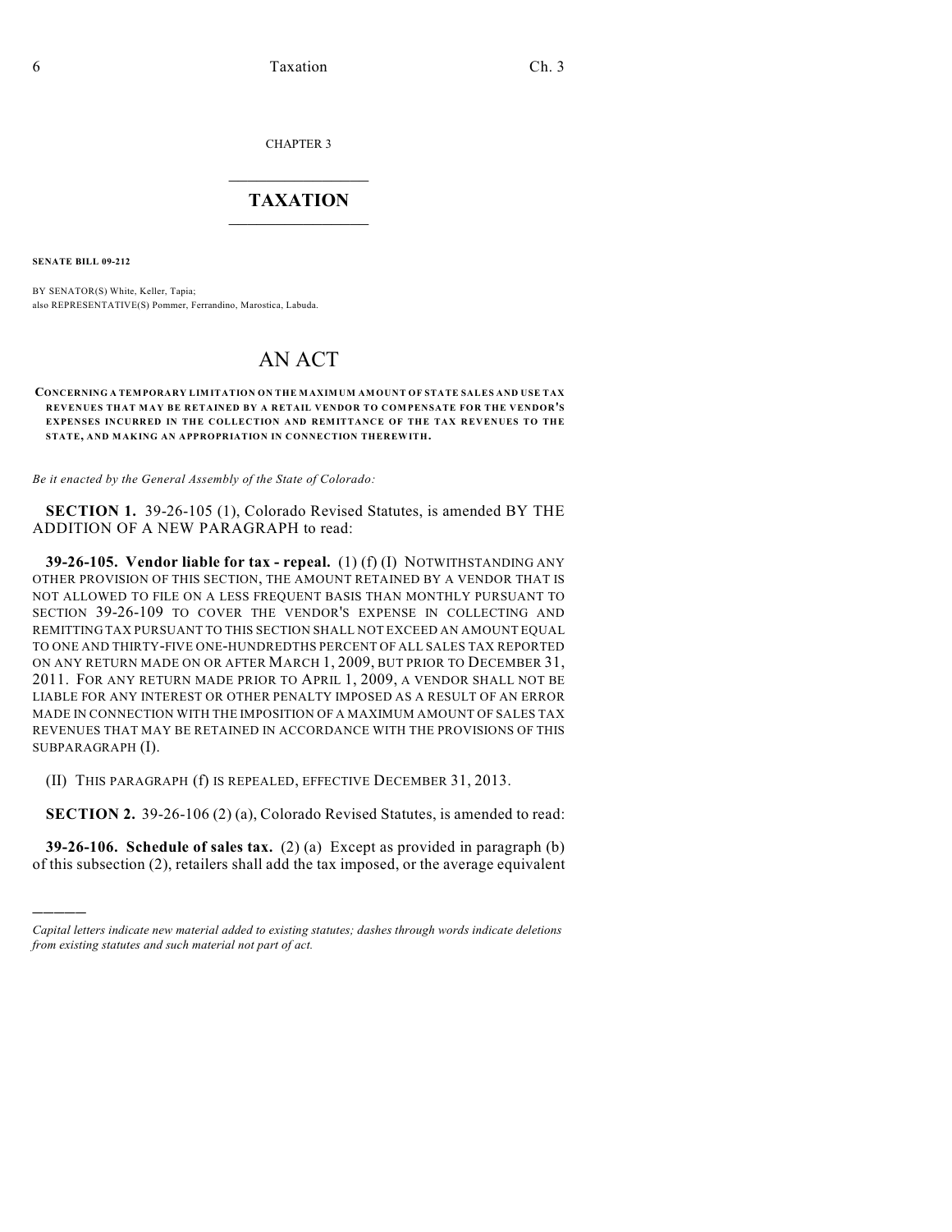CHAPTER 3

# TAXATION

**SENATE BILL 09-212**

BY SENATOR(S) White, Keller, Tapia;
also REPRESENTATIVE(S) Pommer, Ferrandino, Marostica, Labuda.

# AN ACT

**CONCERNING A TEMPORARY LIMITATION ON THE MAXIMUM AMOUNT OF STATE SALES AND USE TAX REVENUES THAT MAY BE RETAINED BY A RETAIL VENDOR TO COMPENSATE FOR THE VENDOR'S EXPENSES INCURRED IN THE COLLECTION AND REMITTANCE OF THE TAX REVENUES TO THE STATE, AND MAKING AN APPROPRIATION IN CONNECTION THEREWITH.**

*Be it enacted by the General Assembly of the State of Colorado:*

**SECTION 1.** 39-26-105 (1), Colorado Revised Statutes, is amended BY THE ADDITION OF A NEW PARAGRAPH to read:

**39-26-105. Vendor liable for tax - repeal.** (1) (f) (I) NOTWITHSTANDING ANY OTHER PROVISION OF THIS SECTION, THE AMOUNT RETAINED BY A VENDOR THAT IS NOT ALLOWED TO FILE ON A LESS FREQUENT BASIS THAN MONTHLY PURSUANT TO SECTION 39-26-109 TO COVER THE VENDOR'S EXPENSE IN COLLECTING AND REMITTING TAX PURSUANT TO THIS SECTION SHALL NOT EXCEED AN AMOUNT EQUAL TO ONE AND THIRTY-FIVE ONE-HUNDREDTHS PERCENT OF ALL SALES TAX REPORTED ON ANY RETURN MADE ON OR AFTER MARCH 1, 2009, BUT PRIOR TO DECEMBER 31, 2011. FOR ANY RETURN MADE PRIOR TO APRIL 1, 2009, A VENDOR SHALL NOT BE LIABLE FOR ANY INTEREST OR OTHER PENALTY IMPOSED AS A RESULT OF AN ERROR MADE IN CONNECTION WITH THE IMPOSITION OF A MAXIMUM AMOUNT OF SALES TAX REVENUES THAT MAY BE RETAINED IN ACCORDANCE WITH THE PROVISIONS OF THIS SUBPARAGRAPH (I).

(II) THIS PARAGRAPH (f) IS REPEALED, EFFECTIVE DECEMBER 31, 2013.

**SECTION 2.** 39-26-106 (2) (a), Colorado Revised Statutes, is amended to read:

**39-26-106. Schedule of sales tax.** (2) (a) Except as provided in paragraph (b) of this subsection (2), retailers shall add the tax imposed, or the average equivalent

---

*Capital letters indicate new material added to existing statutes; dashes through words indicate deletions from existing statutes and such material not part of act.*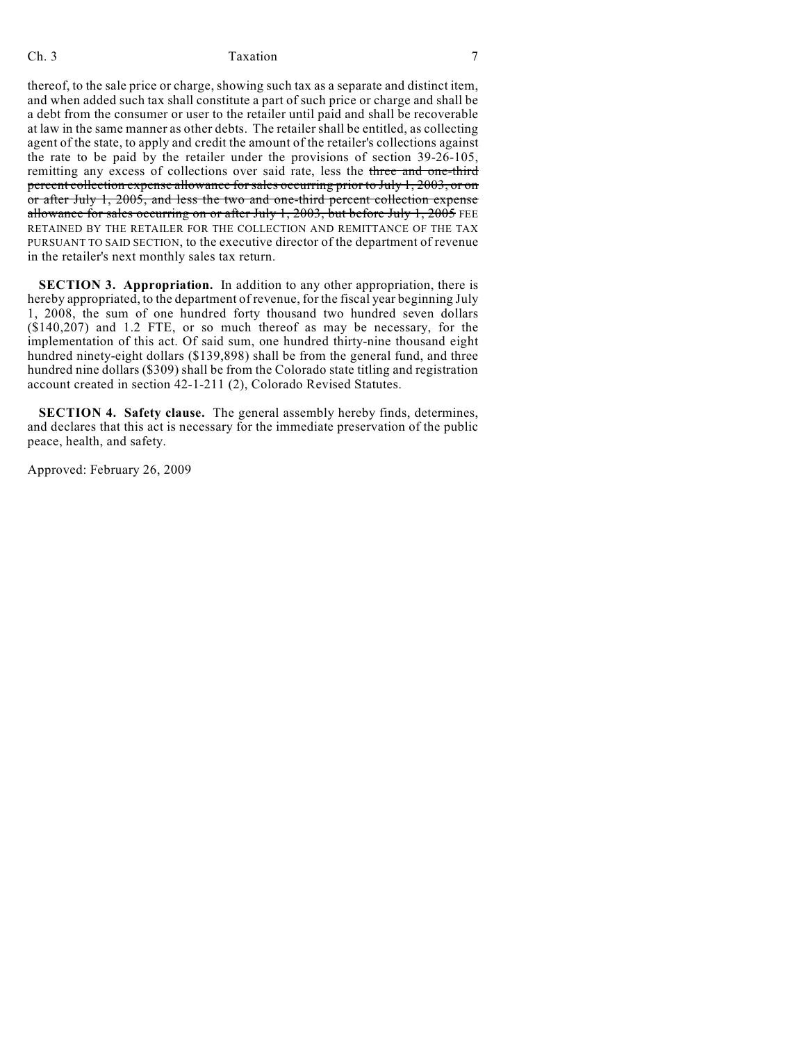thereof, to the sale price or charge, showing such tax as a separate and distinct item, and when added such tax shall constitute a part of such price or charge and shall be a debt from the consumer or user to the retailer until paid and shall be recoverable at law in the same manner as other debts. The retailer shall be entitled, as collecting agent of the state, to apply and credit the amount of the retailer's collections against the rate to be paid by the retailer under the provisions of section 39-26-105, remitting any excess of collections over said rate, less the ~~three and one-third percent collection expense allowance for sales occurring prior to July 1, 2003, or on or after July 1, 2005, and less the two and one-third percent collection expense allowance for sales occurring on or after July 1, 2003, but before July 1, 2005~~ FEE RETAINED BY THE RETAILER FOR THE COLLECTION AND REMITTANCE OF THE TAX PURSUANT TO SAID SECTION, to the executive director of the department of revenue in the retailer's next monthly sales tax return.

**SECTION 3. Appropriation.** In addition to any other appropriation, there is hereby appropriated, to the department of revenue, for the fiscal year beginning July 1, 2008, the sum of one hundred forty thousand two hundred seven dollars ($140,207) and 1.2 FTE, or so much thereof as may be necessary, for the implementation of this act. Of said sum, one hundred thirty-nine thousand eight hundred ninety-eight dollars ($139,898) shall be from the general fund, and three hundred nine dollars ($309) shall be from the Colorado state titling and registration account created in section 42-1-211 (2), Colorado Revised Statutes.

**SECTION 4. Safety clause.** The general assembly hereby finds, determines, and declares that this act is necessary for the immediate preservation of the public peace, health, and safety.

Approved: February 26, 2009